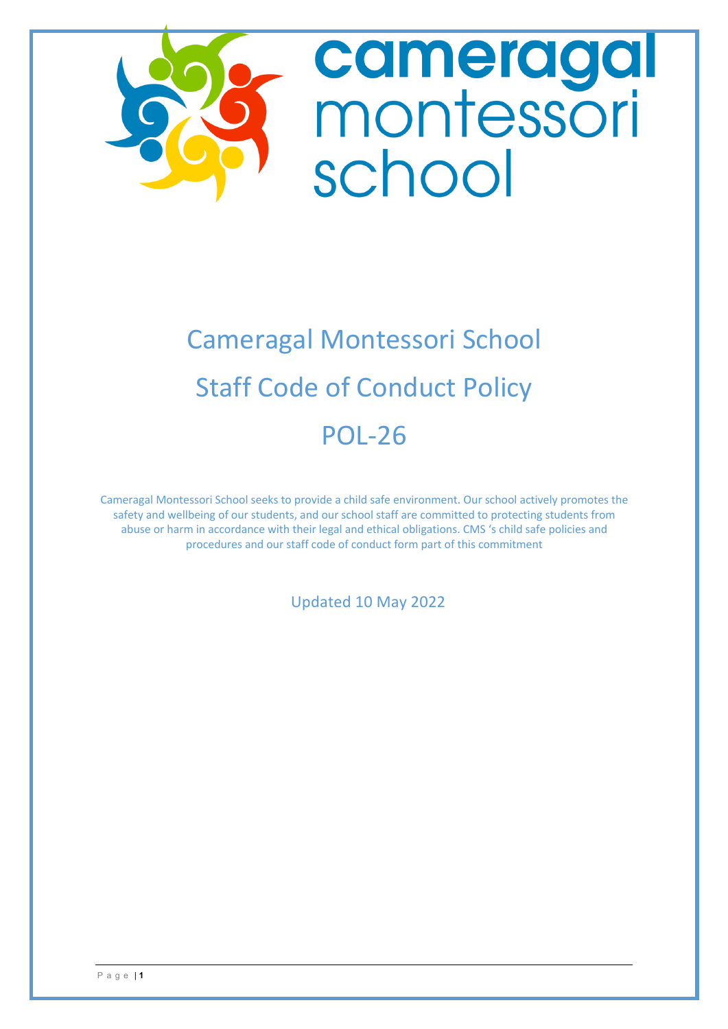# Cameragal Montessori School

# Staff Code of Conduct Policy

# POL-26

Cameragal Montessori School seeks to provide a child safe environment. Our school actively promotes the safety and wellbeing of our students, and our school staff are committed to protecting students from abuse or harm in accordance with their legal and ethical obligations. CMS 's child safe policies and procedures and our staff code of conduct form part of this commitment

Updated 10 May 2022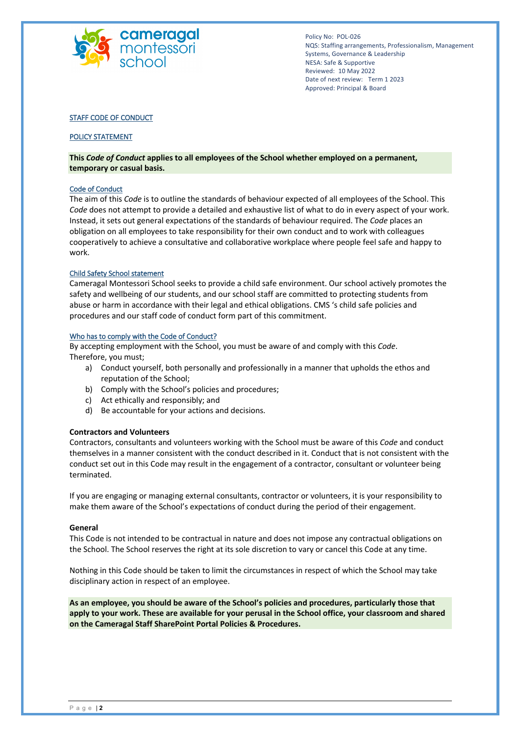Policy No: POL-026
NQS: Staffing arrangements, Professionalism, Management Systems, Governance & Leadership
NESA: Safe & Supportive
Reviewed: 10 May 2022
Date of next review: Term 1 2023
Approved: Principal & Board

## STAFF CODE OF CONDUCT

## POLICY STATEMENT

**This *Code of Conduct* applies to all employees of the School whether employed on a permanent, temporary or casual basis.**

### Code of Conduct

The aim of this *Code* is to outline the standards of behaviour expected of all employees of the School. This *Code* does not attempt to provide a detailed and exhaustive list of what to do in every aspect of your work. Instead, it sets out general expectations of the standards of behaviour required. The *Code* places an obligation on all employees to take responsibility for their own conduct and to work with colleagues cooperatively to achieve a consultative and collaborative workplace where people feel safe and happy to work.

### Child Safety School statement

Cameragal Montessori School seeks to provide a child safe environment. Our school actively promotes the safety and wellbeing of our students, and our school staff are committed to protecting students from abuse or harm in accordance with their legal and ethical obligations. CMS 's child safe policies and procedures and our staff code of conduct form part of this commitment.

### Who has to comply with the Code of Conduct?

By accepting employment with the School, you must be aware of and comply with this *Code*. Therefore, you must;

a) Conduct yourself, both personally and professionally in a manner that upholds the ethos and reputation of the School;
b) Comply with the School's policies and procedures;
c) Act ethically and responsibly; and
d) Be accountable for your actions and decisions.

**Contractors and Volunteers**

Contractors, consultants and volunteers working with the School must be aware of this *Code* and conduct themselves in a manner consistent with the conduct described in it. Conduct that is not consistent with the conduct set out in this Code may result in the engagement of a contractor, consultant or volunteer being terminated.

If you are engaging or managing external consultants, contractor or volunteers, it is your responsibility to make them aware of the School's expectations of conduct during the period of their engagement.

**General**

This Code is not intended to be contractual in nature and does not impose any contractual obligations on the School. The School reserves the right at its sole discretion to vary or cancel this Code at any time.

Nothing in this Code should be taken to limit the circumstances in respect of which the School may take disciplinary action in respect of an employee.

**As an employee, you should be aware of the School's policies and procedures, particularly those that apply to your work. These are available for your perusal in the School office, your classroom and shared on the Cameragal Staff SharePoint Portal Policies & Procedures.**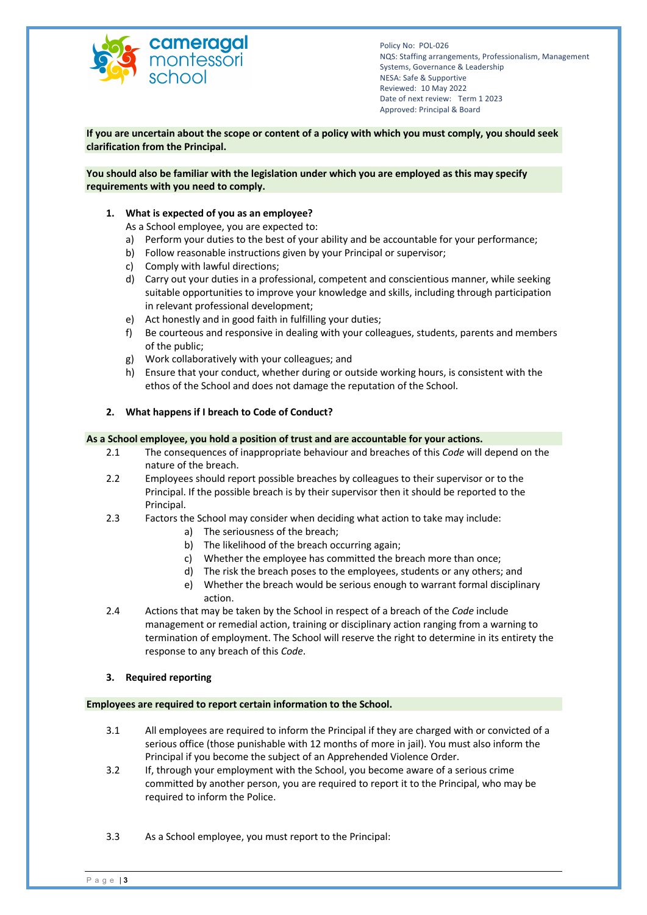Policy No: POL-026
NQS: Staffing arrangements, Professionalism, Management Systems, Governance & Leadership
NESA: Safe & Supportive
Reviewed: 10 May 2022
Date of next review: Term 1 2023
Approved: Principal & Board

**If you are uncertain about the scope or content of a policy with which you must comply, you should seek clarification from the Principal.**

**You should also be familiar with the legislation under which you are employed as this may specify requirements with you need to comply.**

## 1. What is expected of you as an employee?

As a School employee, you are expected to:

a) Perform your duties to the best of your ability and be accountable for your performance;
b) Follow reasonable instructions given by your Principal or supervisor;
c) Comply with lawful directions;
d) Carry out your duties in a professional, competent and conscientious manner, while seeking suitable opportunities to improve your knowledge and skills, including through participation in relevant professional development;
e) Act honestly and in good faith in fulfilling your duties;
f) Be courteous and responsive in dealing with your colleagues, students, parents and members of the public;
g) Work collaboratively with your colleagues; and
h) Ensure that your conduct, whether during or outside working hours, is consistent with the ethos of the School and does not damage the reputation of the School.

## 2. What happens if I breach to Code of Conduct?

**As a School employee, you hold a position of trust and are accountable for your actions.**

2.1 The consequences of inappropriate behaviour and breaches of this *Code* will depend on the nature of the breach.

2.2 Employees should report possible breaches by colleagues to their supervisor or to the Principal. If the possible breach is by their supervisor then it should be reported to the Principal.

2.3 Factors the School may consider when deciding what action to take may include:

- a) The seriousness of the breach;
- b) The likelihood of the breach occurring again;
- c) Whether the employee has committed the breach more than once;
- d) The risk the breach poses to the employees, students or any others; and
- e) Whether the breach would be serious enough to warrant formal disciplinary action.

2.4 Actions that may be taken by the School in respect of a breach of the *Code* include management or remedial action, training or disciplinary action ranging from a warning to termination of employment. The School will reserve the right to determine in its entirety the response to any breach of this *Code*.

## 3. Required reporting

**Employees are required to report certain information to the School.**

3.1 All employees are required to inform the Principal if they are charged with or convicted of a serious office (those punishable with 12 months of more in jail). You must also inform the Principal if you become the subject of an Apprehended Violence Order.

3.2 If, through your employment with the School, you become aware of a serious crime committed by another person, you are required to report it to the Principal, who may be required to inform the Police.

3.3 As a School employee, you must report to the Principal: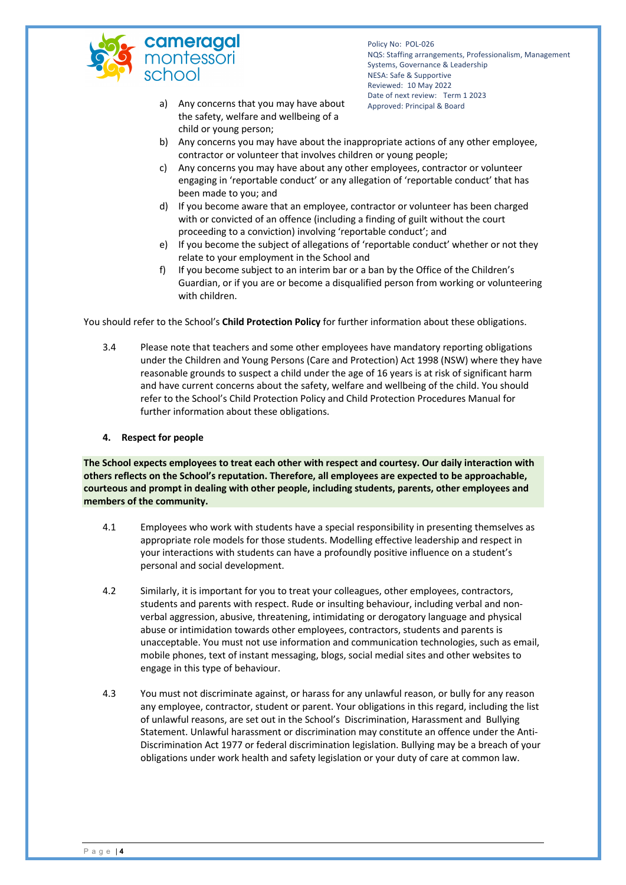a) Any concerns that you may have about the safety, welfare and wellbeing of a child or young person;
b) Any concerns you may have about the inappropriate actions of any other employee, contractor or volunteer that involves children or young people;
c) Any concerns you may have about any other employees, contractor or volunteer engaging in 'reportable conduct' or any allegation of 'reportable conduct' that has been made to you; and
d) If you become aware that an employee, contractor or volunteer has been charged with or convicted of an offence (including a finding of guilt without the court proceeding to a conviction) involving 'reportable conduct'; and
e) If you become the subject of allegations of 'reportable conduct' whether or not they relate to your employment in the School and
f) If you become subject to an interim bar or a ban by the Office of the Children's Guardian, or if you are or become a disqualified person from working or volunteering with children.

You should refer to the School's **Child Protection Policy** for further information about these obligations.

3.4 Please note that teachers and some other employees have mandatory reporting obligations under the Children and Young Persons (Care and Protection) Act 1998 (NSW) where they have reasonable grounds to suspect a child under the age of 16 years is at risk of significant harm and have current concerns about the safety, welfare and wellbeing of the child. You should refer to the School's Child Protection Policy and Child Protection Procedures Manual for further information about these obligations.

## 4. Respect for people

**The School expects employees to treat each other with respect and courtesy. Our daily interaction with others reflects on the School's reputation. Therefore, all employees are expected to be approachable, courteous and prompt in dealing with other people, including students, parents, other employees and members of the community.**

4.1 Employees who work with students have a special responsibility in presenting themselves as appropriate role models for those students. Modelling effective leadership and respect in your interactions with students can have a profoundly positive influence on a student's personal and social development.

4.2 Similarly, it is important for you to treat your colleagues, other employees, contractors, students and parents with respect. Rude or insulting behaviour, including verbal and non-verbal aggression, abusive, threatening, intimidating or derogatory language and physical abuse or intimidation towards other employees, contractors, students and parents is unacceptable. You must not use information and communication technologies, such as email, mobile phones, text of instant messaging, blogs, social medial sites and other websites to engage in this type of behaviour.

4.3 You must not discriminate against, or harass for any unlawful reason, or bully for any reason any employee, contractor, student or parent. Your obligations in this regard, including the list of unlawful reasons, are set out in the School's Discrimination, Harassment and Bullying Statement. Unlawful harassment or discrimination may constitute an offence under the Anti-Discrimination Act 1977 or federal discrimination legislation. Bullying may be a breach of your obligations under work health and safety legislation or your duty of care at common law.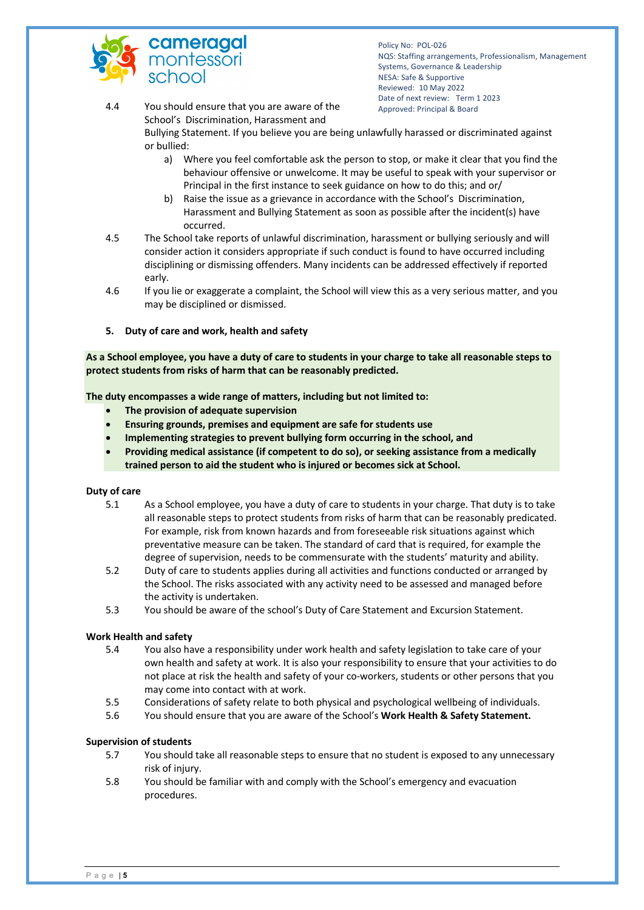4.4 You should ensure that you are aware of the School's Discrimination, Harassment and Bullying Statement. If you believe you are being unlawfully harassed or discriminated against or bullied:

   a) Where you feel comfortable ask the person to stop, or make it clear that you find the behaviour offensive or unwelcome. It may be useful to speak with your supervisor or Principal in the first instance to seek guidance on how to do this; and or/
   b) Raise the issue as a grievance in accordance with the School's Discrimination, Harassment and Bullying Statement as soon as possible after the incident(s) have occurred.

4.5 The School take reports of unlawful discrimination, harassment or bullying seriously and will consider action it considers appropriate if such conduct is found to have occurred including disciplining or dismissing offenders. Many incidents can be addressed effectively if reported early.

4.6 If you lie or exaggerate a complaint, the School will view this as a very serious matter, and you may be disciplined or dismissed.

## 5. Duty of care and work, health and safety

**As a School employee, you have a duty of care to students in your charge to take all reasonable steps to protect students from risks of harm that can be reasonably predicted.**

**The duty encompasses a wide range of matters, including but not limited to:**

- **The provision of adequate supervision**
- **Ensuring grounds, premises and equipment are safe for students use**
- **Implementing strategies to prevent bullying form occurring in the school, and**
- **Providing medical assistance (if competent to do so), or seeking assistance from a medically trained person to aid the student who is injured or becomes sick at School.**

### Duty of care

5.1 As a School employee, you have a duty of care to students in your charge. That duty is to take all reasonable steps to protect students from risks of harm that can be reasonably predicated. For example, risk from known hazards and from foreseeable risk situations against which preventative measure can be taken. The standard of card that is required, for example the degree of supervision, needs to be commensurate with the students' maturity and ability.

5.2 Duty of care to students applies during all activities and functions conducted or arranged by the School. The risks associated with any activity need to be assessed and managed before the activity is undertaken.

5.3 You should be aware of the school's Duty of Care Statement and Excursion Statement.

### Work Health and safety

5.4 You also have a responsibility under work health and safety legislation to take care of your own health and safety at work. It is also your responsibility to ensure that your activities to do not place at risk the health and safety of your co-workers, students or other persons that you may come into contact with at work.

5.5 Considerations of safety relate to both physical and psychological wellbeing of individuals.

5.6 You should ensure that you are aware of the School's **Work Health & Safety Statement.**

### Supervision of students

5.7 You should take all reasonable steps to ensure that no student is exposed to any unnecessary risk of injury.

5.8 You should be familiar with and comply with the School's emergency and evacuation procedures.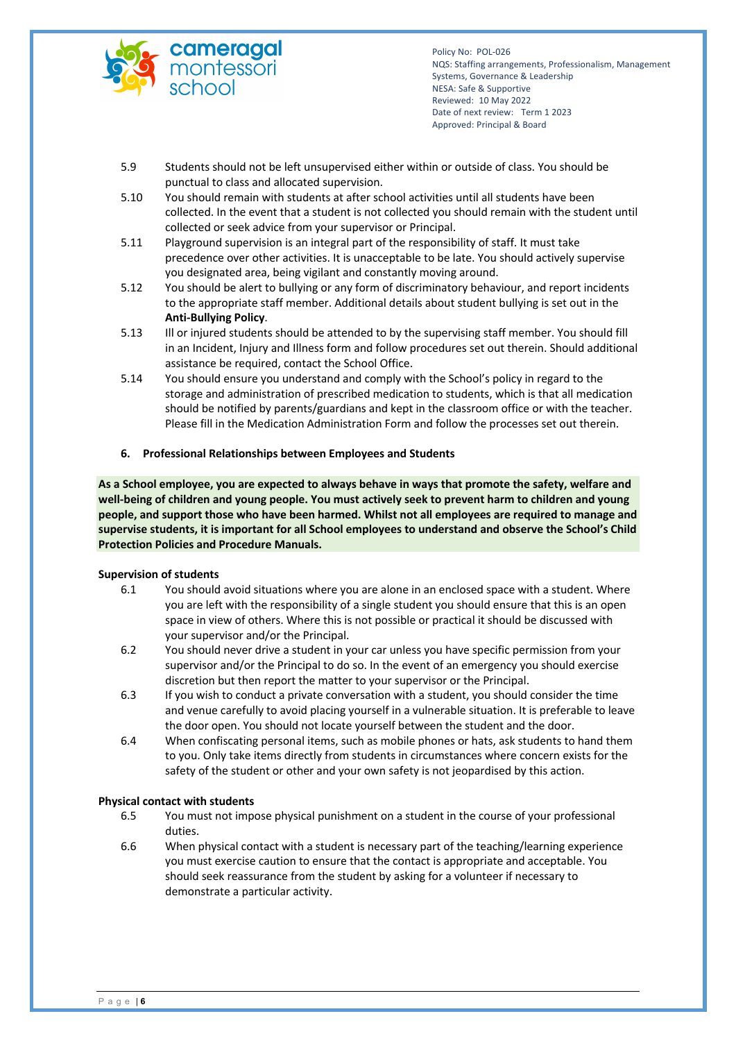5.9 Students should not be left unsupervised either within or outside of class. You should be punctual to class and allocated supervision.

5.10 You should remain with students at after school activities until all students have been collected. In the event that a student is not collected you should remain with the student until collected or seek advice from your supervisor or Principal.

5.11 Playground supervision is an integral part of the responsibility of staff. It must take precedence over other activities. It is unacceptable to be late. You should actively supervise you designated area, being vigilant and constantly moving around.

5.12 You should be alert to bullying or any form of discriminatory behaviour, and report incidents to the appropriate staff member. Additional details about student bullying is set out in the **Anti-Bullying Policy**.

5.13 Ill or injured students should be attended to by the supervising staff member. You should fill in an Incident, Injury and Illness form and follow procedures set out therein. Should additional assistance be required, contact the School Office.

5.14 You should ensure you understand and comply with the School's policy in regard to the storage and administration of prescribed medication to students, which is that all medication should be notified by parents/guardians and kept in the classroom office or with the teacher. Please fill in the Medication Administration Form and follow the processes set out therein.

## 6. Professional Relationships between Employees and Students

**As a School employee, you are expected to always behave in ways that promote the safety, welfare and well-being of children and young people. You must actively seek to prevent harm to children and young people, and support those who have been harmed. Whilst not all employees are required to manage and supervise students, it is important for all School employees to understand and observe the School's Child Protection Policies and Procedure Manuals.**

### Supervision of students

6.1 You should avoid situations where you are alone in an enclosed space with a student. Where you are left with the responsibility of a single student you should ensure that this is an open space in view of others. Where this is not possible or practical it should be discussed with your supervisor and/or the Principal.

6.2 You should never drive a student in your car unless you have specific permission from your supervisor and/or the Principal to do so. In the event of an emergency you should exercise discretion but then report the matter to your supervisor or the Principal.

6.3 If you wish to conduct a private conversation with a student, you should consider the time and venue carefully to avoid placing yourself in a vulnerable situation. It is preferable to leave the door open. You should not locate yourself between the student and the door.

6.4 When confiscating personal items, such as mobile phones or hats, ask students to hand them to you. Only take items directly from students in circumstances where concern exists for the safety of the student or other and your own safety is not jeopardised by this action.

### Physical contact with students

6.5 You must not impose physical punishment on a student in the course of your professional duties.

6.6 When physical contact with a student is necessary part of the teaching/learning experience you must exercise caution to ensure that the contact is appropriate and acceptable. You should seek reassurance from the student by asking for a volunteer if necessary to demonstrate a particular activity.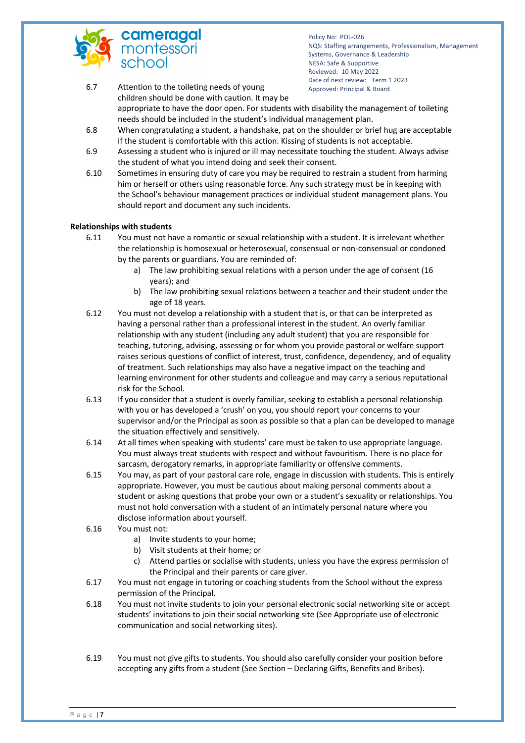6.7 Attention to the toileting needs of young children should be done with caution. It may be appropriate to have the door open. For students with disability the management of toileting needs should be included in the student's individual management plan.

6.8 When congratulating a student, a handshake, pat on the shoulder or brief hug are acceptable if the student is comfortable with this action. Kissing of students is not acceptable.

6.9 Assessing a student who is injured or ill may necessitate touching the student. Always advise the student of what you intend doing and seek their consent.

6.10 Sometimes in ensuring duty of care you may be required to restrain a student from harming him or herself or others using reasonable force. Any such strategy must be in keeping with the School's behaviour management practices or individual student management plans. You should report and document any such incidents.

**Relationships with students**

6.11 You must not have a romantic or sexual relationship with a student. It is irrelevant whether the relationship is homosexual or heterosexual, consensual or non-consensual or condoned by the parents or guardians. You are reminded of:

a) The law prohibiting sexual relations with a person under the age of consent (16 years); and

b) The law prohibiting sexual relations between a teacher and their student under the age of 18 years.

6.12 You must not develop a relationship with a student that is, or that can be interpreted as having a personal rather than a professional interest in the student. An overly familiar relationship with any student (including any adult student) that you are responsible for teaching, tutoring, advising, assessing or for whom you provide pastoral or welfare support raises serious questions of conflict of interest, trust, confidence, dependency, and of equality of treatment. Such relationships may also have a negative impact on the teaching and learning environment for other students and colleague and may carry a serious reputational risk for the School.

6.13 If you consider that a student is overly familiar, seeking to establish a personal relationship with you or has developed a 'crush' on you, you should report your concerns to your supervisor and/or the Principal as soon as possible so that a plan can be developed to manage the situation effectively and sensitively.

6.14 At all times when speaking with students' care must be taken to use appropriate language. You must always treat students with respect and without favouritism. There is no place for sarcasm, derogatory remarks, in appropriate familiarity or offensive comments.

6.15 You may, as part of your pastoral care role, engage in discussion with students. This is entirely appropriate. However, you must be cautious about making personal comments about a student or asking questions that probe your own or a student's sexuality or relationships. You must not hold conversation with a student of an intimately personal nature where you disclose information about yourself.

6.16 You must not:

a) Invite students to your home;

b) Visit students at their home; or

c) Attend parties or socialise with students, unless you have the express permission of the Principal and their parents or care giver.

6.17 You must not engage in tutoring or coaching students from the School without the express permission of the Principal.

6.18 You must not invite students to join your personal electronic social networking site or accept students' invitations to join their social networking site (See Appropriate use of electronic communication and social networking sites).

6.19 You must not give gifts to students. You should also carefully consider your position before accepting any gifts from a student (See Section – Declaring Gifts, Benefits and Bribes).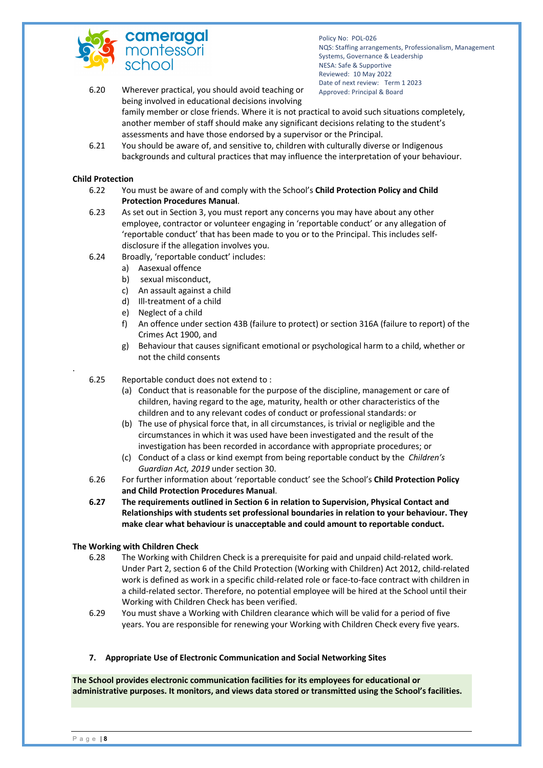6.20 Wherever practical, you should avoid teaching or being involved in educational decisions involving family member or close friends. Where it is not practical to avoid such situations completely, another member of staff should make any significant decisions relating to the student's assessments and have those endorsed by a supervisor or the Principal.

6.21 You should be aware of, and sensitive to, children with culturally diverse or Indigenous backgrounds and cultural practices that may influence the interpretation of your behaviour.

**Child Protection**

6.22 You must be aware of and comply with the School's **Child Protection Policy and Child Protection Procedures Manual**.

6.23 As set out in Section 3, you must report any concerns you may have about any other employee, contractor or volunteer engaging in 'reportable conduct' or any allegation of 'reportable conduct' that has been made to you or to the Principal. This includes self-disclosure if the allegation involves you.

6.24 Broadly, 'reportable conduct' includes:

a) Aasexual offence
b) sexual misconduct,
c) An assault against a child
d) Ill-treatment of a child
e) Neglect of a child
f) An offence under section 43B (failure to protect) or section 316A (failure to report) of the Crimes Act 1900, and
g) Behaviour that causes significant emotional or psychological harm to a child, whether or not the child consents

.

6.25 Reportable conduct does not extend to :

(a) Conduct that is reasonable for the purpose of the discipline, management or care of children, having regard to the age, maturity, health or other characteristics of the children and to any relevant codes of conduct or professional standards: or
(b) The use of physical force that, in all circumstances, is trivial or negligible and the circumstances in which it was used have been investigated and the result of the investigation has been recorded in accordance with appropriate procedures; or
(c) Conduct of a class or kind exempt from being reportable conduct by the *Children's Guardian Act, 2019* under section 30.

6.26 For further information about 'reportable conduct' see the School's **Child Protection Policy and Child Protection Procedures Manual**.

**6.27 The requirements outlined in Section 6 in relation to Supervision, Physical Contact and Relationships with students set professional boundaries in relation to your behaviour. They make clear what behaviour is unacceptable and could amount to reportable conduct.**

**The Working with Children Check**

6.28 The Working with Children Check is a prerequisite for paid and unpaid child-related work. Under Part 2, section 6 of the Child Protection (Working with Children) Act 2012, child-related work is defined as work in a specific child-related role or face-to-face contract with children in a child-related sector. Therefore, no potential employee will be hired at the School until their Working with Children Check has been verified.

6.29 You must shave a Working with Children clearance which will be valid for a period of five years. You are responsible for renewing your Working with Children Check every five years.

## 7. Appropriate Use of Electronic Communication and Social Networking Sites

**The School provides electronic communication facilities for its employees for educational or administrative purposes. It monitors, and views data stored or transmitted using the School's facilities.**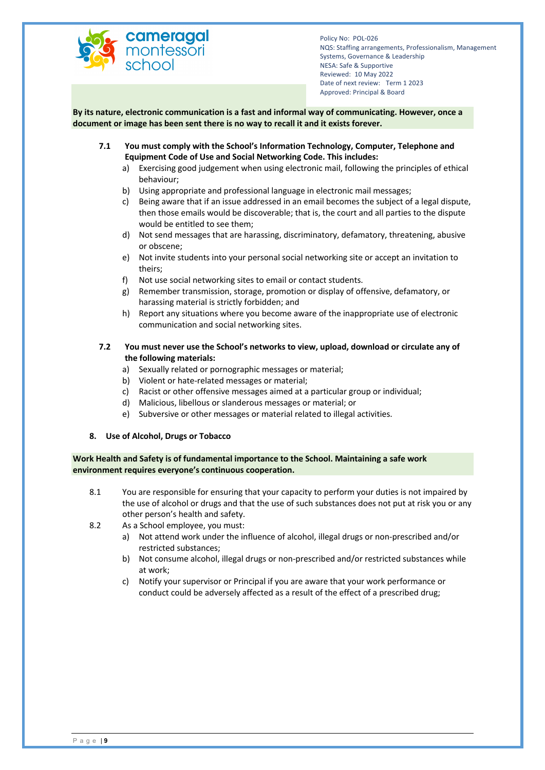**By its nature, electronic communication is a fast and informal way of communicating. However, once a document or image has been sent there is no way to recall it and it exists forever.**

**7.1 You must comply with the School's Information Technology, Computer, Telephone and Equipment Code of Use and Social Networking Code. This includes:**

a) Exercising good judgement when using electronic mail, following the principles of ethical behaviour;
b) Using appropriate and professional language in electronic mail messages;
c) Being aware that if an issue addressed in an email becomes the subject of a legal dispute, then those emails would be discoverable; that is, the court and all parties to the dispute would be entitled to see them;
d) Not send messages that are harassing, discriminatory, defamatory, threatening, abusive or obscene;
e) Not invite students into your personal social networking site or accept an invitation to theirs;
f) Not use social networking sites to email or contact students.
g) Remember transmission, storage, promotion or display of offensive, defamatory, or harassing material is strictly forbidden; and
h) Report any situations where you become aware of the inappropriate use of electronic communication and social networking sites.

**7.2 You must never use the School's networks to view, upload, download or circulate any of the following materials:**

a) Sexually related or pornographic messages or material;
b) Violent or hate-related messages or material;
c) Racist or other offensive messages aimed at a particular group or individual;
d) Malicious, libellous or slanderous messages or material; or
e) Subversive or other messages or material related to illegal activities.

## 8. Use of Alcohol, Drugs or Tobacco

**Work Health and Safety is of fundamental importance to the School. Maintaining a safe work environment requires everyone's continuous cooperation.**

8.1 You are responsible for ensuring that your capacity to perform your duties is not impaired by the use of alcohol or drugs and that the use of such substances does not put at risk you or any other person's health and safety.

8.2 As a School employee, you must:

a) Not attend work under the influence of alcohol, illegal drugs or non-prescribed and/or restricted substances;
b) Not consume alcohol, illegal drugs or non-prescribed and/or restricted substances while at work;
c) Notify your supervisor or Principal if you are aware that your work performance or conduct could be adversely affected as a result of the effect of a prescribed drug;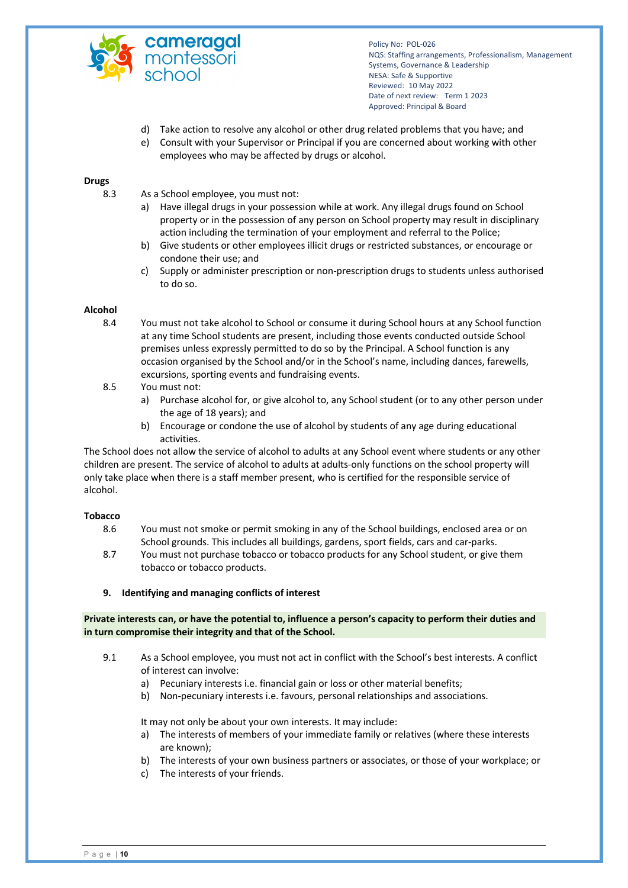d) Take action to resolve any alcohol or other drug related problems that you have; and
e) Consult with your Supervisor or Principal if you are concerned about working with other employees who may be affected by drugs or alcohol.

**Drugs**

8.3 As a School employee, you must not:

a) Have illegal drugs in your possession while at work. Any illegal drugs found on School property or in the possession of any person on School property may result in disciplinary action including the termination of your employment and referral to the Police;
b) Give students or other employees illicit drugs or restricted substances, or encourage or condone their use; and
c) Supply or administer prescription or non-prescription drugs to students unless authorised to do so.

**Alcohol**

8.4 You must not take alcohol to School or consume it during School hours at any School function at any time School students are present, including those events conducted outside School premises unless expressly permitted to do so by the Principal. A School function is any occasion organised by the School and/or in the School's name, including dances, farewells, excursions, sporting events and fundraising events.

8.5 You must not:

a) Purchase alcohol for, or give alcohol to, any School student (or to any other person under the age of 18 years); and
b) Encourage or condone the use of alcohol by students of any age during educational activities.

The School does not allow the service of alcohol to adults at any School event where students or any other children are present. The service of alcohol to adults at adults-only functions on the school property will only take place when there is a staff member present, who is certified for the responsible service of alcohol.

**Tobacco**

8.6 You must not smoke or permit smoking in any of the School buildings, enclosed area or on School grounds. This includes all buildings, gardens, sport fields, cars and car-parks.

8.7 You must not purchase tobacco or tobacco products for any School student, or give them tobacco or tobacco products.

## 9. Identifying and managing conflicts of interest

**Private interests can, or have the potential to, influence a person's capacity to perform their duties and in turn compromise their integrity and that of the School.**

9.1 As a School employee, you must not act in conflict with the School's best interests. A conflict of interest can involve:

a) Pecuniary interests i.e. financial gain or loss or other material benefits;
b) Non-pecuniary interests i.e. favours, personal relationships and associations.

It may not only be about your own interests. It may include:

a) The interests of members of your immediate family or relatives (where these interests are known);
b) The interests of your own business partners or associates, or those of your workplace; or
c) The interests of your friends.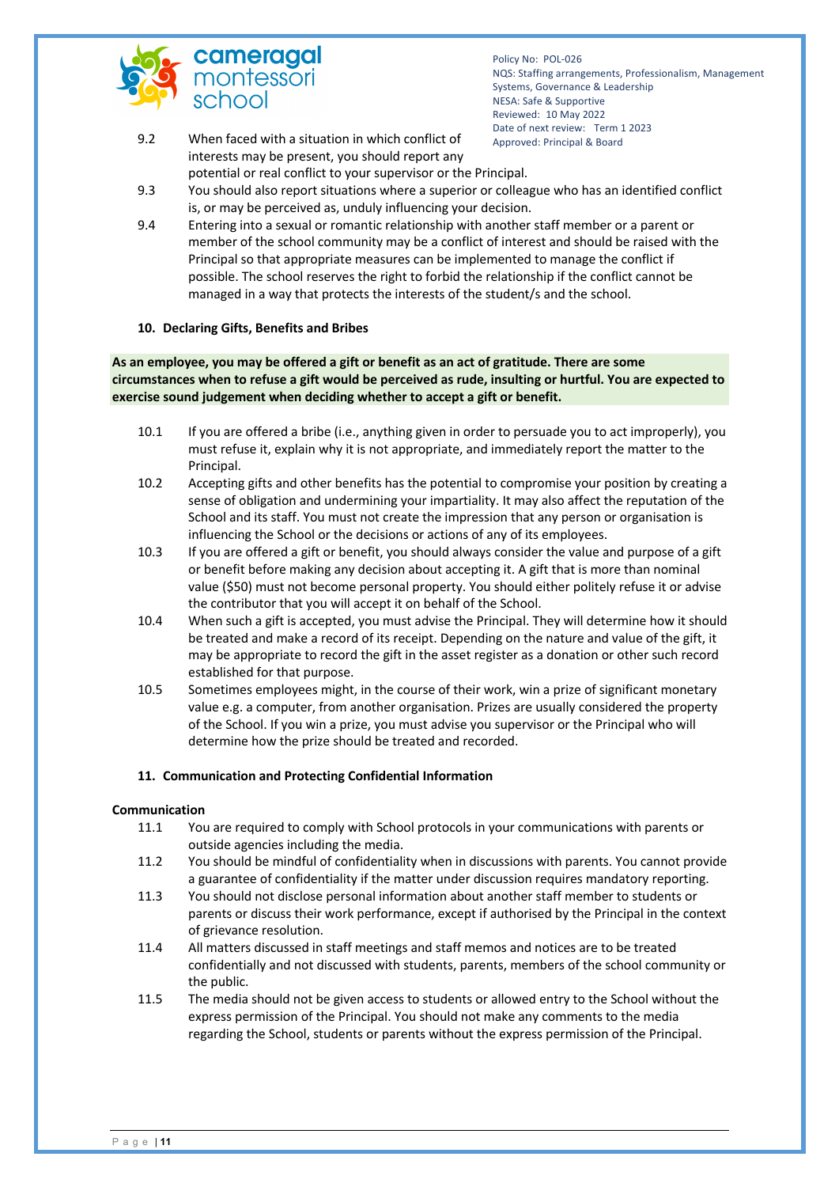9.2 When faced with a situation in which conflict of interests may be present, you should report any potential or real conflict to your supervisor or the Principal.

9.3 You should also report situations where a superior or colleague who has an identified conflict is, or may be perceived as, unduly influencing your decision.

9.4 Entering into a sexual or romantic relationship with another staff member or a parent or member of the school community may be a conflict of interest and should be raised with the Principal so that appropriate measures can be implemented to manage the conflict if possible. The school reserves the right to forbid the relationship if the conflict cannot be managed in a way that protects the interests of the student/s and the school.

## 10. Declaring Gifts, Benefits and Bribes

**As an employee, you may be offered a gift or benefit as an act of gratitude. There are some circumstances when to refuse a gift would be perceived as rude, insulting or hurtful. You are expected to exercise sound judgement when deciding whether to accept a gift or benefit.**

10.1 If you are offered a bribe (i.e., anything given in order to persuade you to act improperly), you must refuse it, explain why it is not appropriate, and immediately report the matter to the Principal.

10.2 Accepting gifts and other benefits has the potential to compromise your position by creating a sense of obligation and undermining your impartiality. It may also affect the reputation of the School and its staff. You must not create the impression that any person or organisation is influencing the School or the decisions or actions of any of its employees.

10.3 If you are offered a gift or benefit, you should always consider the value and purpose of a gift or benefit before making any decision about accepting it. A gift that is more than nominal value ($50) must not become personal property. You should either politely refuse it or advise the contributor that you will accept it on behalf of the School.

10.4 When such a gift is accepted, you must advise the Principal. They will determine how it should be treated and make a record of its receipt. Depending on the nature and value of the gift, it may be appropriate to record the gift in the asset register as a donation or other such record established for that purpose.

10.5 Sometimes employees might, in the course of their work, win a prize of significant monetary value e.g. a computer, from another organisation. Prizes are usually considered the property of the School. If you win a prize, you must advise you supervisor or the Principal who will determine how the prize should be treated and recorded.

## 11. Communication and Protecting Confidential Information

### Communication

11.1 You are required to comply with School protocols in your communications with parents or outside agencies including the media.

11.2 You should be mindful of confidentiality when in discussions with parents. You cannot provide a guarantee of confidentiality if the matter under discussion requires mandatory reporting.

11.3 You should not disclose personal information about another staff member to students or parents or discuss their work performance, except if authorised by the Principal in the context of grievance resolution.

11.4 All matters discussed in staff meetings and staff memos and notices are to be treated confidentially and not discussed with students, parents, members of the school community or the public.

11.5 The media should not be given access to students or allowed entry to the School without the express permission of the Principal. You should not make any comments to the media regarding the School, students or parents without the express permission of the Principal.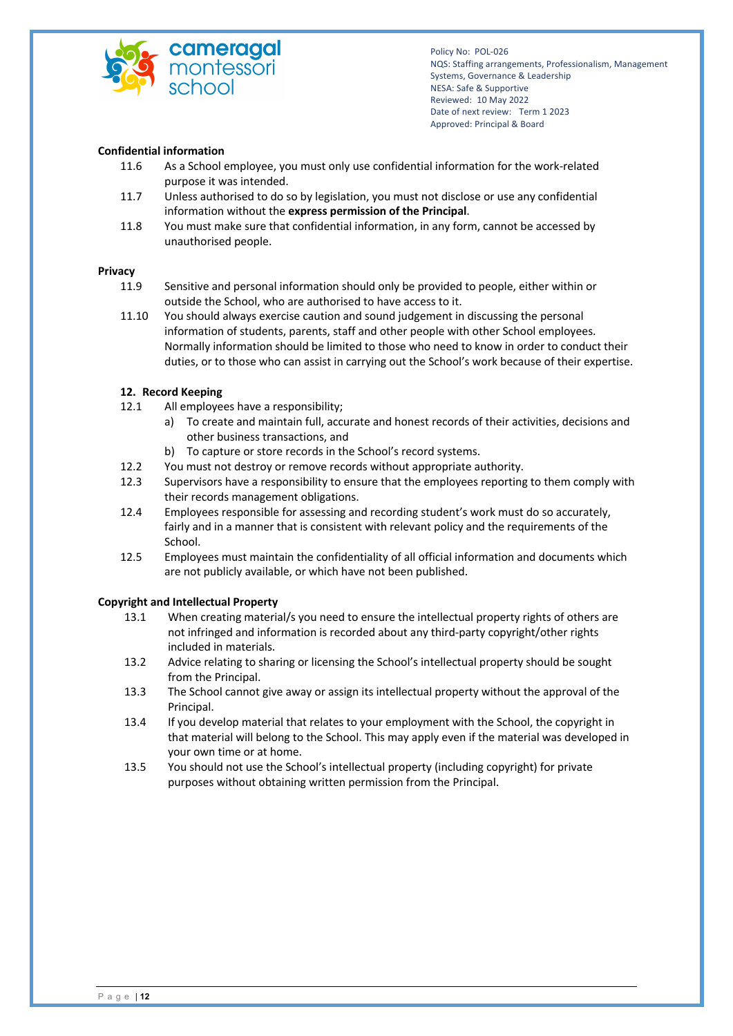**Confidential information**

11.6 As a School employee, you must only use confidential information for the work-related purpose it was intended.

11.7 Unless authorised to do so by legislation, you must not disclose or use any confidential information without the **express permission of the Principal**.

11.8 You must make sure that confidential information, in any form, cannot be accessed by unauthorised people.

**Privacy**

11.9 Sensitive and personal information should only be provided to people, either within or outside the School, who are authorised to have access to it.

11.10 You should always exercise caution and sound judgement in discussing the personal information of students, parents, staff and other people with other School employees. Normally information should be limited to those who need to know in order to conduct their duties, or to those who can assist in carrying out the School's work because of their expertise.

## 12. Record Keeping

12.1 All employees have a responsibility;

a) To create and maintain full, accurate and honest records of their activities, decisions and other business transactions, and

b) To capture or store records in the School's record systems.

12.2 You must not destroy or remove records without appropriate authority.

12.3 Supervisors have a responsibility to ensure that the employees reporting to them comply with their records management obligations.

12.4 Employees responsible for assessing and recording student's work must do so accurately, fairly and in a manner that is consistent with relevant policy and the requirements of the School.

12.5 Employees must maintain the confidentiality of all official information and documents which are not publicly available, or which have not been published.

**Copyright and Intellectual Property**

13.1 When creating material/s you need to ensure the intellectual property rights of others are not infringed and information is recorded about any third-party copyright/other rights included in materials.

13.2 Advice relating to sharing or licensing the School's intellectual property should be sought from the Principal.

13.3 The School cannot give away or assign its intellectual property without the approval of the Principal.

13.4 If you develop material that relates to your employment with the School, the copyright in that material will belong to the School. This may apply even if the material was developed in your own time or at home.

13.5 You should not use the School's intellectual property (including copyright) for private purposes without obtaining written permission from the Principal.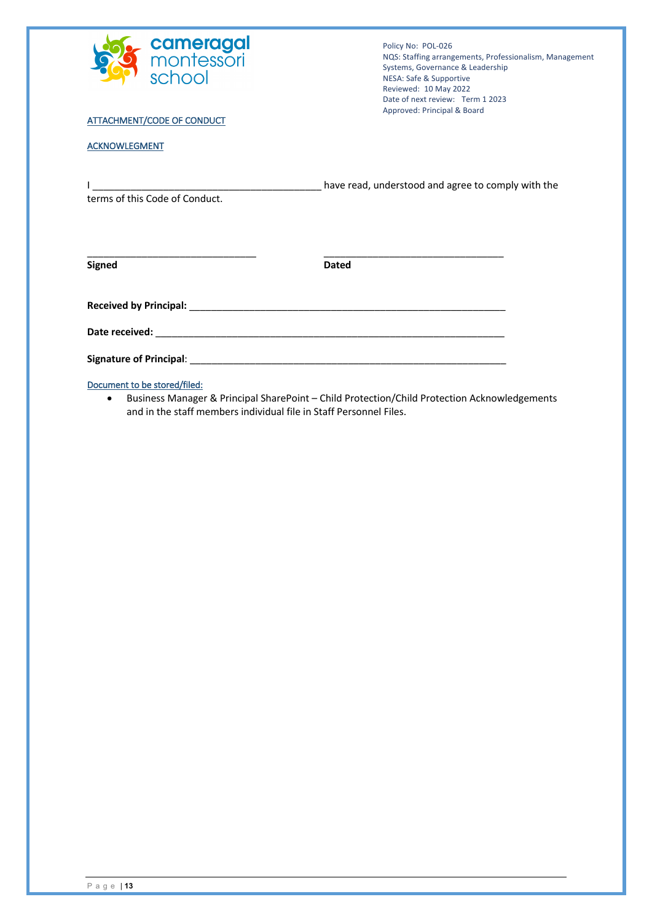Policy No: POL-026
NQS: Staffing arrangements, Professionalism, Management Systems, Governance & Leadership
NESA: Safe & Supportive
Reviewed: 10 May 2022
Date of next review: Term 1 2023
Approved: Principal & Board

ATTACHMENT/CODE OF CONDUCT

ACKNOWLEGMENT

I ___________________________________________ have read, understood and agree to comply with the terms of this Code of Conduct.

_______________________________ &nbsp;&nbsp;&nbsp;&nbsp; _________________________________

**Signed** &nbsp;&nbsp;&nbsp;&nbsp; **Dated**

**Received by Principal:** ___________________________________________________________

**Date received:** _________________________________________________________________

**Signature of Principal**: ___________________________________________________________

Document to be stored/filed:

- Business Manager & Principal SharePoint – Child Protection/Child Protection Acknowledgements and in the staff members individual file in Staff Personnel Files.